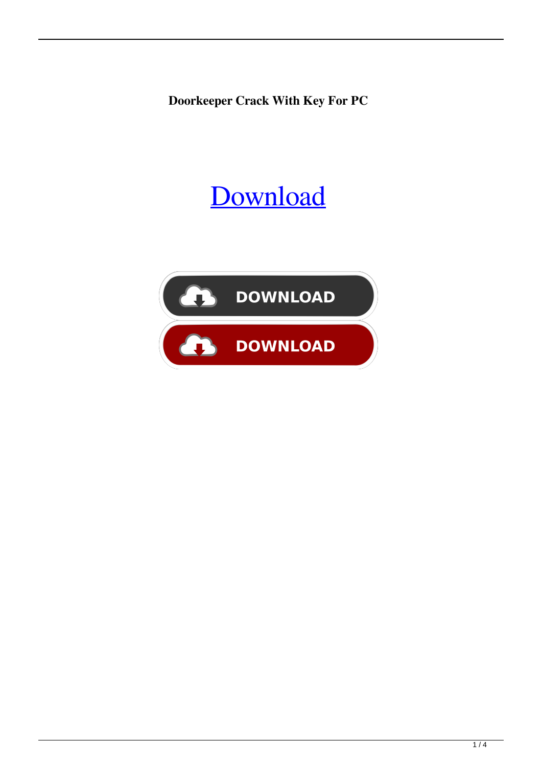**Doorkeeper Crack With Key For PC**

Download

DOWNLOAD

DOWNLOAD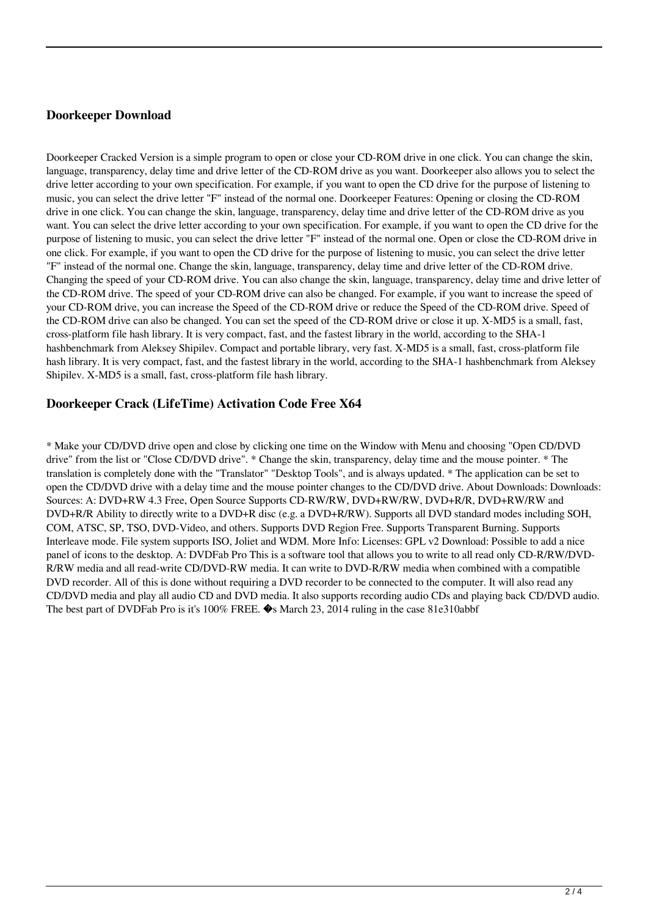## Doorkeeper Download

Doorkeeper Cracked Version is a simple program to open or close your CD-ROM drive in one click. You can change the skin, language, transparency, delay time and drive letter of the CD-ROM drive as you want. Doorkeeper also allows you to select the drive letter according to your own specification. For example, if you want to open the CD drive for the purpose of listening to music, you can select the drive letter "F" instead of the normal one. Doorkeeper Features: Opening or closing the CD-ROM drive in one click. You can change the skin, language, transparency, delay time and drive letter of the CD-ROM drive as you want. You can select the drive letter according to your own specification. For example, if you want to open the CD drive for the purpose of listening to music, you can select the drive letter "F" instead of the normal one. Open or close the CD-ROM drive in one click. For example, if you want to open the CD drive for the purpose of listening to music, you can select the drive letter "F" instead of the normal one. Change the skin, language, transparency, delay time and drive letter of the CD-ROM drive. Changing the speed of your CD-ROM drive. You can also change the skin, language, transparency, delay time and drive letter of the CD-ROM drive. The speed of your CD-ROM drive can also be changed. For example, if you want to increase the speed of your CD-ROM drive, you can increase the Speed of the CD-ROM drive or reduce the Speed of the CD-ROM drive. Speed of the CD-ROM drive can also be changed. You can set the speed of the CD-ROM drive or close it up. X-MD5 is a small, fast, cross-platform file hash library. It is very compact, fast, and the fastest library in the world, according to the SHA-1 hashbenchmark from Aleksey Shipilev. Compact and portable library, very fast. X-MD5 is a small, fast, cross-platform file hash library. It is very compact, fast, and the fastest library in the world, according to the SHA-1 hashbenchmark from Aleksey Shipilev. X-MD5 is a small, fast, cross-platform file hash library.

## Doorkeeper Crack (LifeTime) Activation Code Free X64

* Make your CD/DVD drive open and close by clicking one time on the Window with Menu and choosing "Open CD/DVD drive" from the list or "Close CD/DVD drive". * Change the skin, transparency, delay time and the mouse pointer. * The translation is completely done with the "Translator" "Desktop Tools", and is always updated. * The application can be set to open the CD/DVD drive with a delay time and the mouse pointer changes to the CD/DVD drive. About Downloads: Downloads: Sources: A: DVD+RW 4.3 Free, Open Source Supports CD-RW/RW, DVD+RW/RW, DVD+R/R, DVD+RW/RW and DVD+R/R Ability to directly write to a DVD+R disc (e.g. a DVD+R/RW). Supports all DVD standard modes including SOH, COM, ATSC, SP, TSO, DVD-Video, and others. Supports DVD Region Free. Supports Transparent Burning. Supports Interleave mode. File system supports ISO, Joliet and WDM. More Info: Licenses: GPL v2 Download: Possible to add a nice panel of icons to the desktop. A: DVDFab Pro This is a software tool that allows you to write to all read only CD-R/RW/DVD-R/RW media and all read-write CD/DVD-RW media. It can write to DVD-R/RW media when combined with a compatible DVD recorder. All of this is done without requiring a DVD recorder to be connected to the computer. It will also read any CD/DVD media and play all audio CD and DVD media. It also supports recording audio CDs and playing back CD/DVD audio. The best part of DVDFab Pro is it's 100% FREE. �s March 23, 2014 ruling in the case 81e310abbf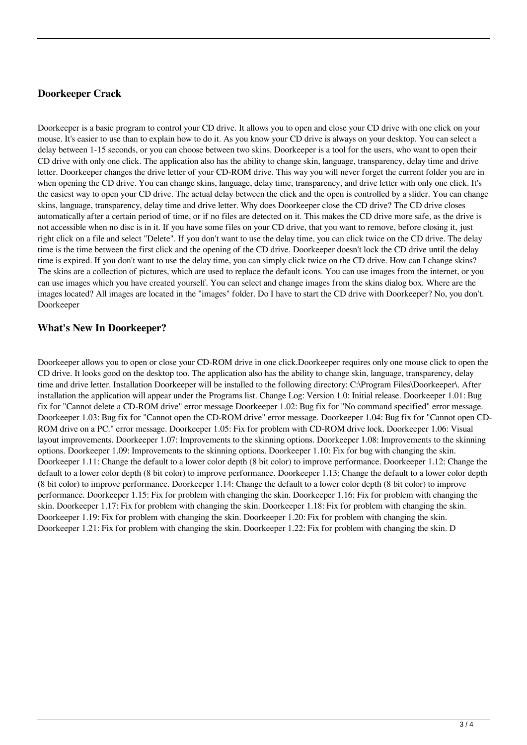### Doorkeeper Crack

Doorkeeper is a basic program to control your CD drive. It allows you to open and close your CD drive with one click on your mouse. It's easier to use than to explain how to do it. As you know your CD drive is always on your desktop. You can select a delay between 1-15 seconds, or you can choose between two skins. Doorkeeper is a tool for the users, who want to open their CD drive with only one click. The application also has the ability to change skin, language, transparency, delay time and drive letter. Doorkeeper changes the drive letter of your CD-ROM drive. This way you will never forget the current folder you are in when opening the CD drive. You can change skins, language, delay time, transparency, and drive letter with only one click. It's the easiest way to open your CD drive. The actual delay between the click and the open is controlled by a slider. You can change skins, language, transparency, delay time and drive letter. Why does Doorkeeper close the CD drive? The CD drive closes automatically after a certain period of time, or if no files are detected on it. This makes the CD drive more safe, as the drive is not accessible when no disc is in it. If you have some files on your CD drive, that you want to remove, before closing it, just right click on a file and select "Delete". If you don't want to use the delay time, you can click twice on the CD drive. The delay time is the time between the first click and the opening of the CD drive. Doorkeeper doesn't lock the CD drive until the delay time is expired. If you don't want to use the delay time, you can simply click twice on the CD drive. How can I change skins? The skins are a collection of pictures, which are used to replace the default icons. You can use images from the internet, or you can use images which you have created yourself. You can select and change images from the skins dialog box. Where are the images located? All images are located in the "images" folder. Do I have to start the CD drive with Doorkeeper? No, you don't. Doorkeeper

### What's New In Doorkeeper?

Doorkeeper allows you to open or close your CD-ROM drive in one click.Doorkeeper requires only one mouse click to open the CD drive. It looks good on the desktop too. The application also has the ability to change skin, language, transparency, delay time and drive letter. Installation Doorkeeper will be installed to the following directory: C:\Program Files\Doorkeeper\. After installation the application will appear under the Programs list. Change Log: Version 1.0: Initial release. Doorkeeper 1.01: Bug fix for "Cannot delete a CD-ROM drive" error message Doorkeeper 1.02: Bug fix for "No command specified" error message. Doorkeeper 1.03: Bug fix for "Cannot open the CD-ROM drive" error message. Doorkeeper 1.04: Bug fix for "Cannot open CD-ROM drive on a PC." error message. Doorkeeper 1.05: Fix for problem with CD-ROM drive lock. Doorkeeper 1.06: Visual layout improvements. Doorkeeper 1.07: Improvements to the skinning options. Doorkeeper 1.08: Improvements to the skinning options. Doorkeeper 1.09: Improvements to the skinning options. Doorkeeper 1.10: Fix for bug with changing the skin. Doorkeeper 1.11: Change the default to a lower color depth (8 bit color) to improve performance. Doorkeeper 1.12: Change the default to a lower color depth (8 bit color) to improve performance. Doorkeeper 1.13: Change the default to a lower color depth (8 bit color) to improve performance. Doorkeeper 1.14: Change the default to a lower color depth (8 bit color) to improve performance. Doorkeeper 1.15: Fix for problem with changing the skin. Doorkeeper 1.16: Fix for problem with changing the skin. Doorkeeper 1.17: Fix for problem with changing the skin. Doorkeeper 1.18: Fix for problem with changing the skin. Doorkeeper 1.19: Fix for problem with changing the skin. Doorkeeper 1.20: Fix for problem with changing the skin. Doorkeeper 1.21: Fix for problem with changing the skin. Doorkeeper 1.22: Fix for problem with changing the skin. D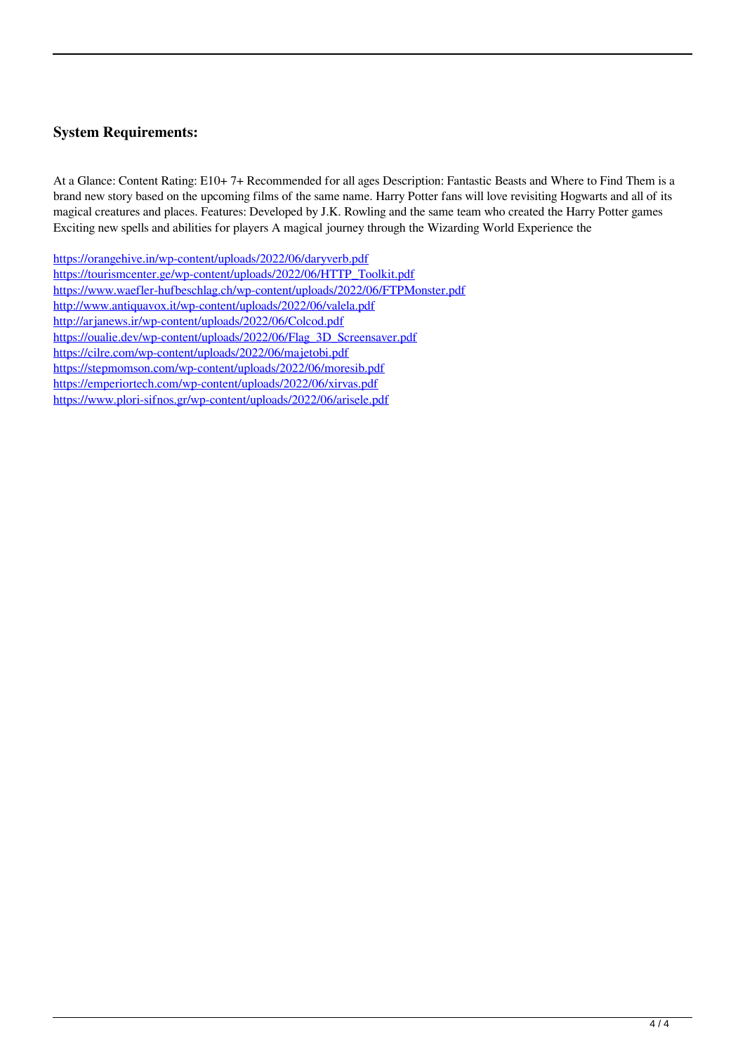### System Requirements:

At a Glance: Content Rating: E10+ 7+ Recommended for all ages Description: Fantastic Beasts and Where to Find Them is a brand new story based on the upcoming films of the same name. Harry Potter fans will love revisiting Hogwarts and all of its magical creatures and places. Features: Developed by J.K. Rowling and the same team who created the Harry Potter games Exciting new spells and abilities for players A magical journey through the Wizarding World Experience the

https://orangehive.in/wp-content/uploads/2022/06/daryverb.pdf
https://tourismcenter.ge/wp-content/uploads/2022/06/HTTP_Toolkit.pdf
https://www.waefler-hufbeschlag.ch/wp-content/uploads/2022/06/FTPMonster.pdf
http://www.antiquavox.it/wp-content/uploads/2022/06/valela.pdf
http://arjanews.ir/wp-content/uploads/2022/06/Colcod.pdf
https://oualie.dev/wp-content/uploads/2022/06/Flag_3D_Screensaver.pdf
https://cilre.com/wp-content/uploads/2022/06/majetobi.pdf
https://stepmomson.com/wp-content/uploads/2022/06/moresib.pdf
https://emperiortech.com/wp-content/uploads/2022/06/xirvas.pdf
https://www.plori-sifnos.gr/wp-content/uploads/2022/06/arisele.pdf